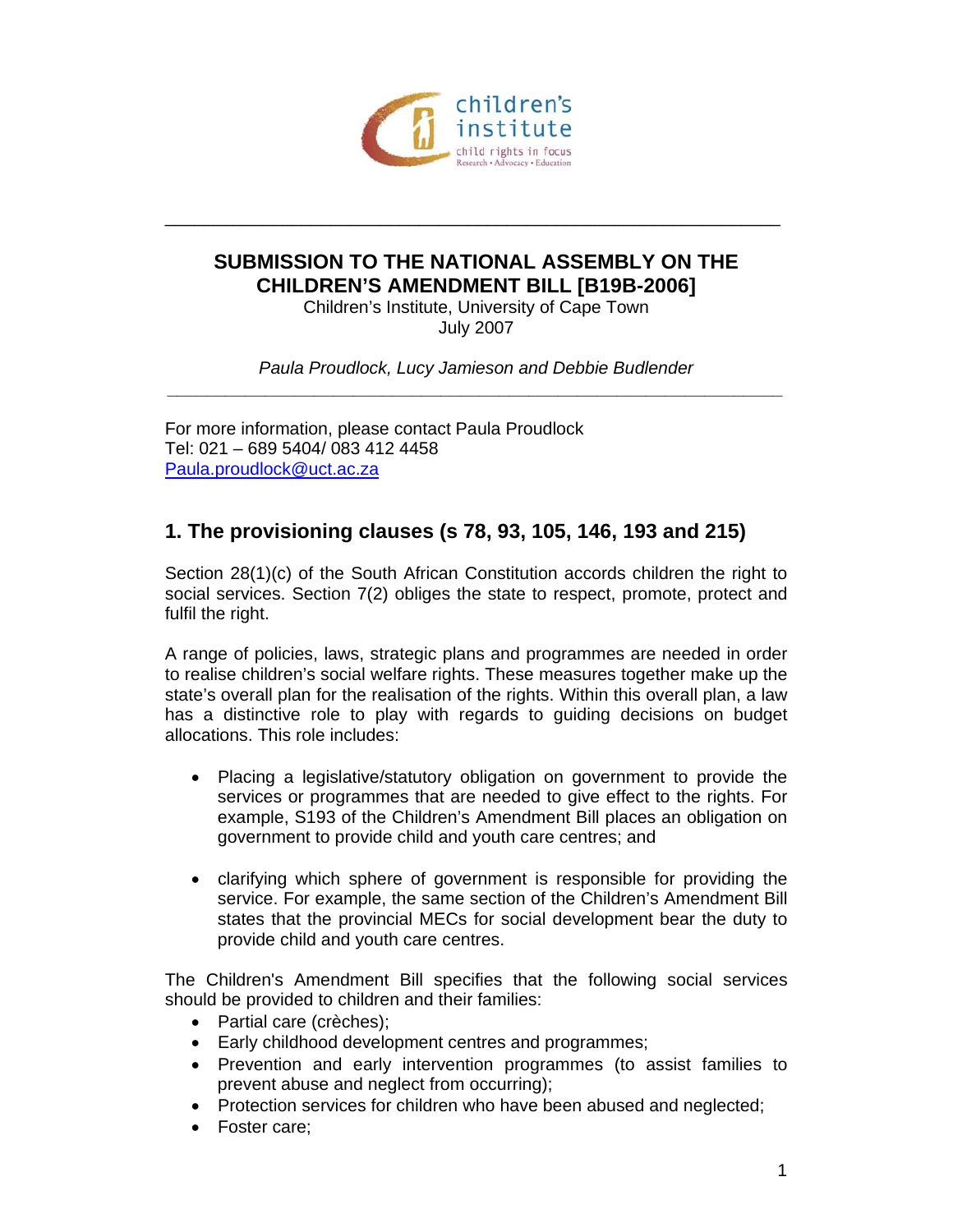## SUBMISSION TO THE NATIONAL ASSEMBLY ON THE CHILDREN'S AMENDMENT BILL [B19B-2006]

Children's Institute, University of Cape Town
July 2007

*Paula Proudlock, Lucy Jamieson and Debbie Budlender*

---

For more information, please contact Paula Proudlock
Tel: 021 – 689 5404/ 083 412 4458
Paula.proudlock@uct.ac.za

## 1. The provisioning clauses (s 78, 93, 105, 146, 193 and 215)

Section 28(1)(c) of the South African Constitution accords children the right to social services. Section 7(2) obliges the state to respect, promote, protect and fulfil the right.

A range of policies, laws, strategic plans and programmes are needed in order to realise children's social welfare rights. These measures together make up the state's overall plan for the realisation of the rights. Within this overall plan, a law has a distinctive role to play with regards to guiding decisions on budget allocations. This role includes:

- Placing a legislative/statutory obligation on government to provide the services or programmes that are needed to give effect to the rights. For example, S193 of the Children's Amendment Bill places an obligation on government to provide child and youth care centres; and
- clarifying which sphere of government is responsible for providing the service. For example, the same section of the Children's Amendment Bill states that the provincial MECs for social development bear the duty to provide child and youth care centres.

The Children's Amendment Bill specifies that the following social services should be provided to children and their families:

- Partial care (crèches);
- Early childhood development centres and programmes;
- Prevention and early intervention programmes (to assist families to prevent abuse and neglect from occurring);
- Protection services for children who have been abused and neglected;
- Foster care;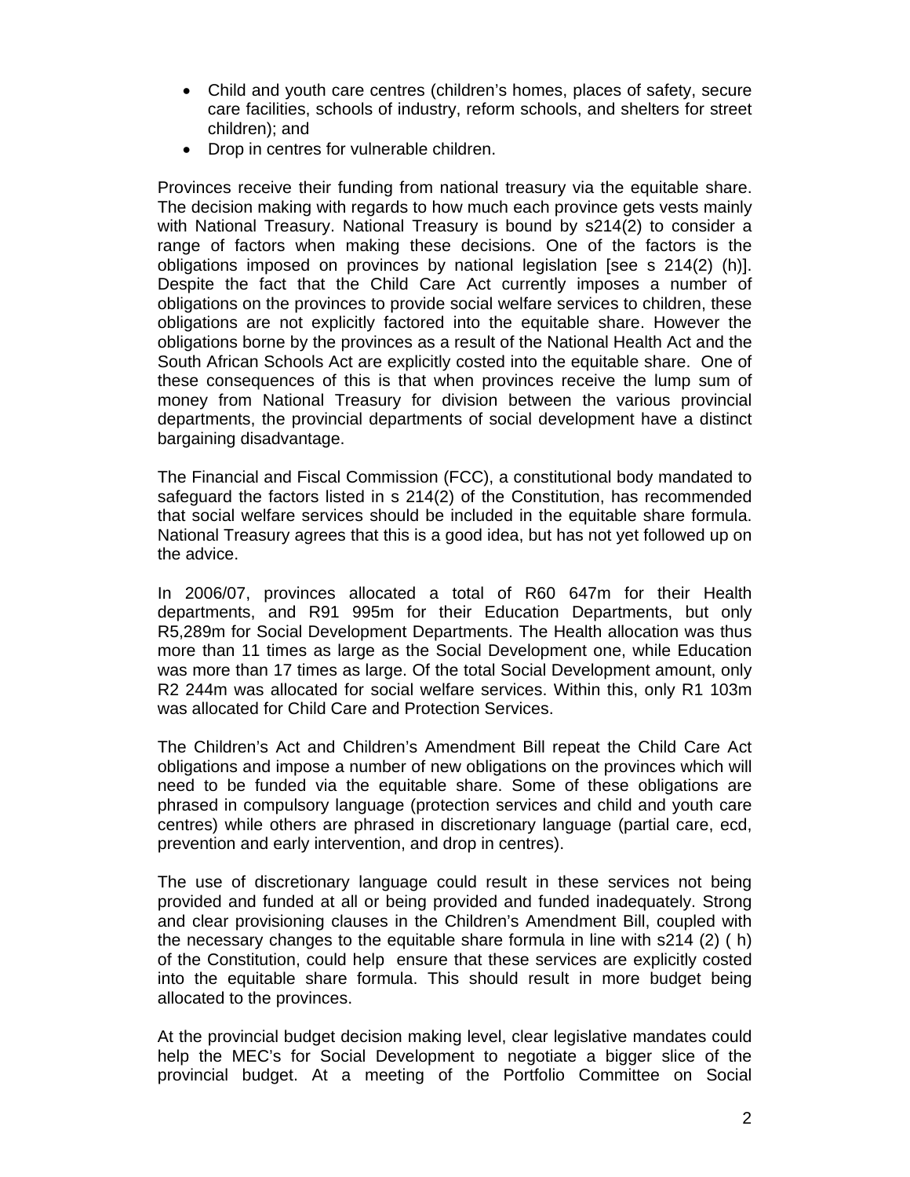- Child and youth care centres (children's homes, places of safety, secure care facilities, schools of industry, reform schools, and shelters for street children); and
- Drop in centres for vulnerable children.

Provinces receive their funding from national treasury via the equitable share. The decision making with regards to how much each province gets vests mainly with National Treasury. National Treasury is bound by s214(2) to consider a range of factors when making these decisions. One of the factors is the obligations imposed on provinces by national legislation [see s 214(2) (h)]. Despite the fact that the Child Care Act currently imposes a number of obligations on the provinces to provide social welfare services to children, these obligations are not explicitly factored into the equitable share. However the obligations borne by the provinces as a result of the National Health Act and the South African Schools Act are explicitly costed into the equitable share. One of these consequences of this is that when provinces receive the lump sum of money from National Treasury for division between the various provincial departments, the provincial departments of social development have a distinct bargaining disadvantage.

The Financial and Fiscal Commission (FCC), a constitutional body mandated to safeguard the factors listed in s 214(2) of the Constitution, has recommended that social welfare services should be included in the equitable share formula. National Treasury agrees that this is a good idea, but has not yet followed up on the advice.

In 2006/07, provinces allocated a total of R60 647m for their Health departments, and R91 995m for their Education Departments, but only R5,289m for Social Development Departments. The Health allocation was thus more than 11 times as large as the Social Development one, while Education was more than 17 times as large. Of the total Social Development amount, only R2 244m was allocated for social welfare services. Within this, only R1 103m was allocated for Child Care and Protection Services.

The Children's Act and Children's Amendment Bill repeat the Child Care Act obligations and impose a number of new obligations on the provinces which will need to be funded via the equitable share. Some of these obligations are phrased in compulsory language (protection services and child and youth care centres) while others are phrased in discretionary language (partial care, ecd, prevention and early intervention, and drop in centres).

The use of discretionary language could result in these services not being provided and funded at all or being provided and funded inadequately. Strong and clear provisioning clauses in the Children's Amendment Bill, coupled with the necessary changes to the equitable share formula in line with s214 (2) ( h) of the Constitution, could help ensure that these services are explicitly costed into the equitable share formula. This should result in more budget being allocated to the provinces.

At the provincial budget decision making level, clear legislative mandates could help the MEC's for Social Development to negotiate a bigger slice of the provincial budget. At a meeting of the Portfolio Committee on Social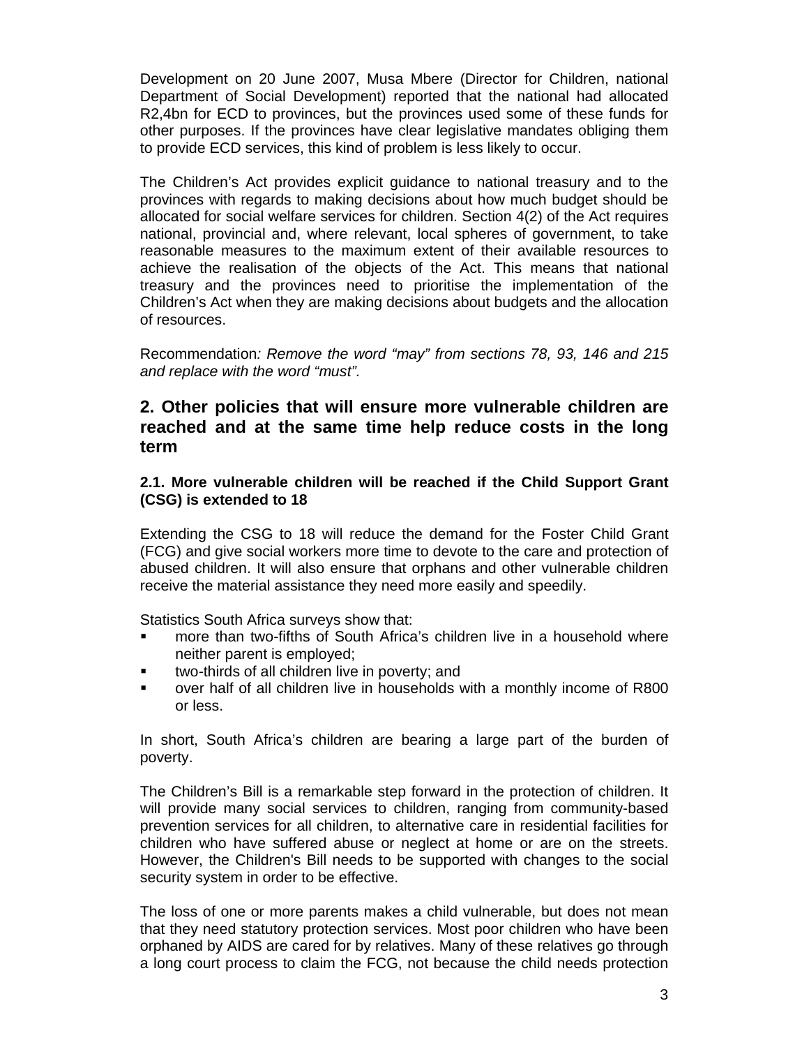Development on 20 June 2007, Musa Mbere (Director for Children, national Department of Social Development) reported that the national had allocated R2,4bn for ECD to provinces, but the provinces used some of these funds for other purposes. If the provinces have clear legislative mandates obliging them to provide ECD services, this kind of problem is less likely to occur.

The Children's Act provides explicit guidance to national treasury and to the provinces with regards to making decisions about how much budget should be allocated for social welfare services for children. Section 4(2) of the Act requires national, provincial and, where relevant, local spheres of government, to take reasonable measures to the maximum extent of their available resources to achieve the realisation of the objects of the Act. This means that national treasury and the provinces need to prioritise the implementation of the Children's Act when they are making decisions about budgets and the allocation of resources.

Recommendation*: Remove the word "may" from sections 78, 93, 146 and 215 and replace with the word "must".*

## 2. Other policies that will ensure more vulnerable children are reached and at the same time help reduce costs in the long term

### 2.1. More vulnerable children will be reached if the Child Support Grant (CSG) is extended to 18

Extending the CSG to 18 will reduce the demand for the Foster Child Grant (FCG) and give social workers more time to devote to the care and protection of abused children. It will also ensure that orphans and other vulnerable children receive the material assistance they need more easily and speedily.

Statistics South Africa surveys show that:

- more than two-fifths of South Africa's children live in a household where neither parent is employed;
- two-thirds of all children live in poverty; and
- over half of all children live in households with a monthly income of R800 or less.

In short, South Africa's children are bearing a large part of the burden of poverty.

The Children's Bill is a remarkable step forward in the protection of children. It will provide many social services to children, ranging from community-based prevention services for all children, to alternative care in residential facilities for children who have suffered abuse or neglect at home or are on the streets. However, the Children's Bill needs to be supported with changes to the social security system in order to be effective.

The loss of one or more parents makes a child vulnerable, but does not mean that they need statutory protection services. Most poor children who have been orphaned by AIDS are cared for by relatives. Many of these relatives go through a long court process to claim the FCG, not because the child needs protection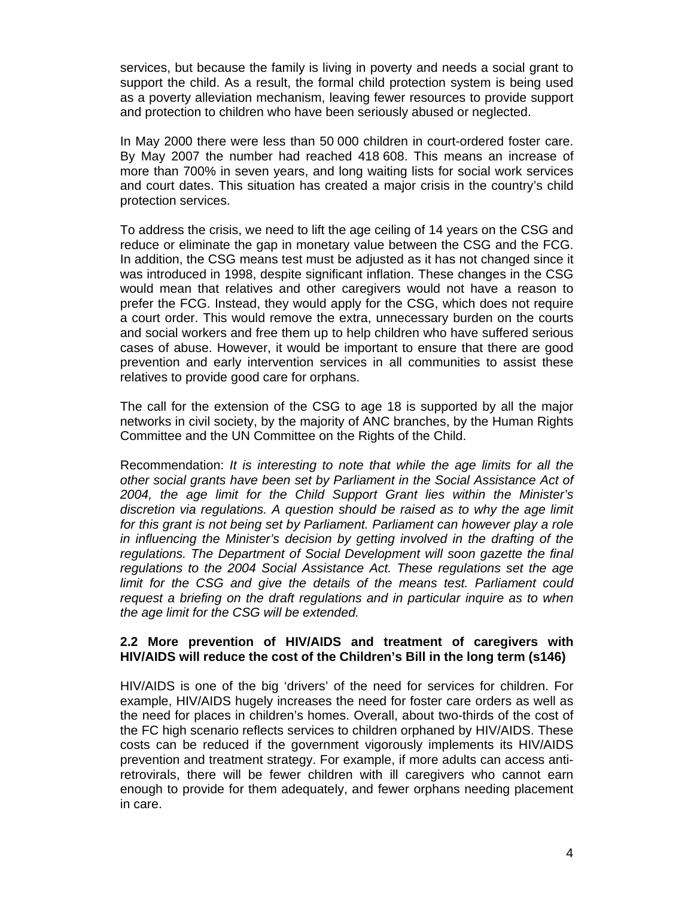services, but because the family is living in poverty and needs a social grant to support the child. As a result, the formal child protection system is being used as a poverty alleviation mechanism, leaving fewer resources to provide support and protection to children who have been seriously abused or neglected.

In May 2000 there were less than 50 000 children in court-ordered foster care. By May 2007 the number had reached 418 608. This means an increase of more than 700% in seven years, and long waiting lists for social work services and court dates. This situation has created a major crisis in the country's child protection services.

To address the crisis, we need to lift the age ceiling of 14 years on the CSG and reduce or eliminate the gap in monetary value between the CSG and the FCG. In addition, the CSG means test must be adjusted as it has not changed since it was introduced in 1998, despite significant inflation. These changes in the CSG would mean that relatives and other caregivers would not have a reason to prefer the FCG. Instead, they would apply for the CSG, which does not require a court order. This would remove the extra, unnecessary burden on the courts and social workers and free them up to help children who have suffered serious cases of abuse. However, it would be important to ensure that there are good prevention and early intervention services in all communities to assist these relatives to provide good care for orphans.

The call for the extension of the CSG to age 18 is supported by all the major networks in civil society, by the majority of ANC branches, by the Human Rights Committee and the UN Committee on the Rights of the Child.

Recommendation: *It is interesting to note that while the age limits for all the other social grants have been set by Parliament in the Social Assistance Act of 2004, the age limit for the Child Support Grant lies within the Minister's discretion via regulations. A question should be raised as to why the age limit for this grant is not being set by Parliament. Parliament can however play a role in influencing the Minister's decision by getting involved in the drafting of the regulations. The Department of Social Development will soon gazette the final regulations to the 2004 Social Assistance Act. These regulations set the age limit for the CSG and give the details of the means test. Parliament could request a briefing on the draft regulations and in particular inquire as to when the age limit for the CSG will be extended.*

### 2.2 More prevention of HIV/AIDS and treatment of caregivers with HIV/AIDS will reduce the cost of the Children's Bill in the long term (s146)

HIV/AIDS is one of the big 'drivers' of the need for services for children. For example, HIV/AIDS hugely increases the need for foster care orders as well as the need for places in children's homes. Overall, about two-thirds of the cost of the FC high scenario reflects services to children orphaned by HIV/AIDS. These costs can be reduced if the government vigorously implements its HIV/AIDS prevention and treatment strategy. For example, if more adults can access anti-retrovirals, there will be fewer children with ill caregivers who cannot earn enough to provide for them adequately, and fewer orphans needing placement in care.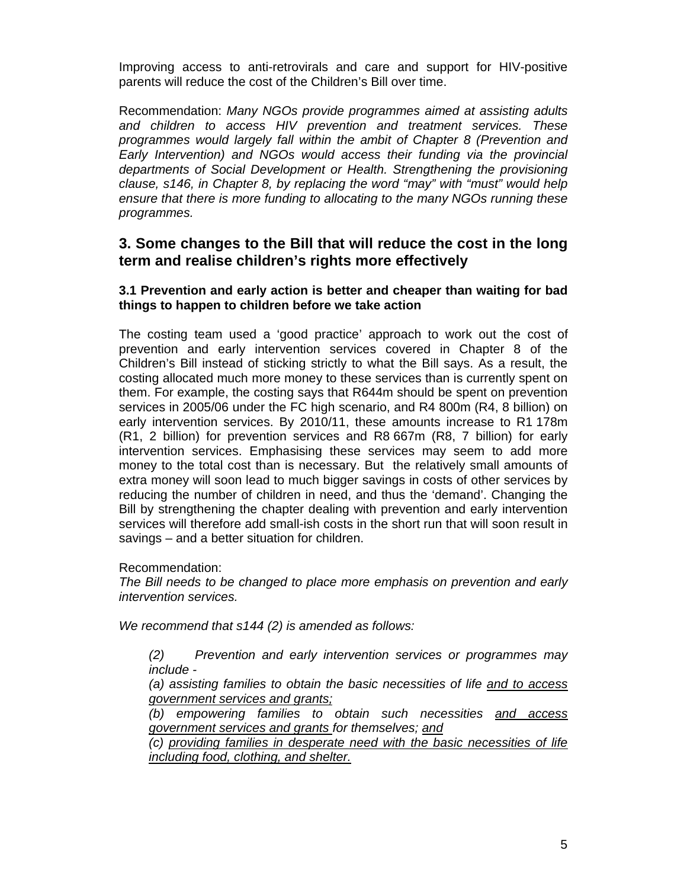Improving access to anti-retrovirals and care and support for HIV-positive parents will reduce the cost of the Children's Bill over time.

Recommendation: *Many NGOs provide programmes aimed at assisting adults and children to access HIV prevention and treatment services. These programmes would largely fall within the ambit of Chapter 8 (Prevention and Early Intervention) and NGOs would access their funding via the provincial departments of Social Development or Health. Strengthening the provisioning clause, s146, in Chapter 8, by replacing the word "may" with "must" would help ensure that there is more funding to allocating to the many NGOs running these programmes.*

## 3. Some changes to the Bill that will reduce the cost in the long term and realise children's rights more effectively

### 3.1 Prevention and early action is better and cheaper than waiting for bad things to happen to children before we take action

The costing team used a 'good practice' approach to work out the cost of prevention and early intervention services covered in Chapter 8 of the Children's Bill instead of sticking strictly to what the Bill says. As a result, the costing allocated much more money to these services than is currently spent on them. For example, the costing says that R644m should be spent on prevention services in 2005/06 under the FC high scenario, and R4 800m (R4, 8 billion) on early intervention services. By 2010/11, these amounts increase to R1 178m (R1, 2 billion) for prevention services and R8 667m (R8, 7 billion) for early intervention services. Emphasising these services may seem to add more money to the total cost than is necessary. But the relatively small amounts of extra money will soon lead to much bigger savings in costs of other services by reducing the number of children in need, and thus the 'demand'. Changing the Bill by strengthening the chapter dealing with prevention and early intervention services will therefore add small-ish costs in the short run that will soon result in savings – and a better situation for children.

Recommendation:
*The Bill needs to be changed to place more emphasis on prevention and early intervention services.*

*We recommend that s144 (2) is amended as follows:*

> *(2) Prevention and early intervention services or programmes may include -*
>
> *(a) assisting families to obtain the basic necessities of life <u>and to access government services and grants;</u>*
>
> *(b) empowering families to obtain such necessities <u>and access government services and grants</u> for themselves; <u>and</u>*
>
> *(c) <u>providing families in desperate need with the basic necessities of life including food, clothing, and shelter.</u>*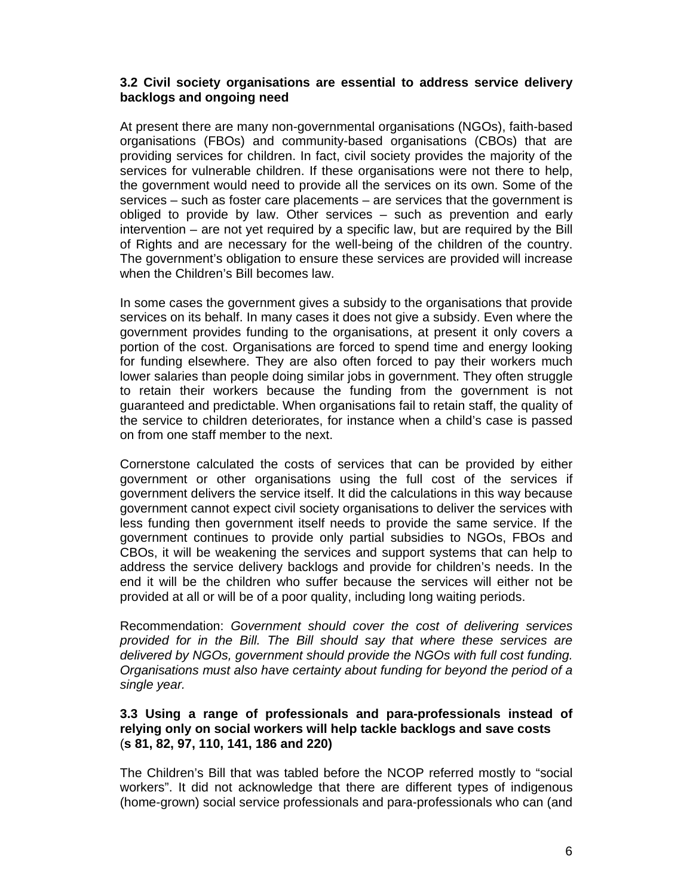### 3.2 Civil society organisations are essential to address service delivery backlogs and ongoing need

At present there are many non-governmental organisations (NGOs), faith-based organisations (FBOs) and community-based organisations (CBOs) that are providing services for children. In fact, civil society provides the majority of the services for vulnerable children. If these organisations were not there to help, the government would need to provide all the services on its own. Some of the services – such as foster care placements – are services that the government is obliged to provide by law. Other services – such as prevention and early intervention – are not yet required by a specific law, but are required by the Bill of Rights and are necessary for the well-being of the children of the country. The government's obligation to ensure these services are provided will increase when the Children's Bill becomes law.

In some cases the government gives a subsidy to the organisations that provide services on its behalf. In many cases it does not give a subsidy. Even where the government provides funding to the organisations, at present it only covers a portion of the cost. Organisations are forced to spend time and energy looking for funding elsewhere. They are also often forced to pay their workers much lower salaries than people doing similar jobs in government. They often struggle to retain their workers because the funding from the government is not guaranteed and predictable. When organisations fail to retain staff, the quality of the service to children deteriorates, for instance when a child's case is passed on from one staff member to the next.

Cornerstone calculated the costs of services that can be provided by either government or other organisations using the full cost of the services if government delivers the service itself. It did the calculations in this way because government cannot expect civil society organisations to deliver the services with less funding then government itself needs to provide the same service. If the government continues to provide only partial subsidies to NGOs, FBOs and CBOs, it will be weakening the services and support systems that can help to address the service delivery backlogs and provide for children's needs. In the end it will be the children who suffer because the services will either not be provided at all or will be of a poor quality, including long waiting periods.

Recommendation: *Government should cover the cost of delivering services provided for in the Bill. The Bill should say that where these services are delivered by NGOs, government should provide the NGOs with full cost funding. Organisations must also have certainty about funding for beyond the period of a single year.*

### 3.3 Using a range of professionals and para-professionals instead of relying only on social workers will help tackle backlogs and save costs (s 81, 82, 97, 110, 141, 186 and 220)

The Children's Bill that was tabled before the NCOP referred mostly to "social workers". It did not acknowledge that there are different types of indigenous (home-grown) social service professionals and para-professionals who can (and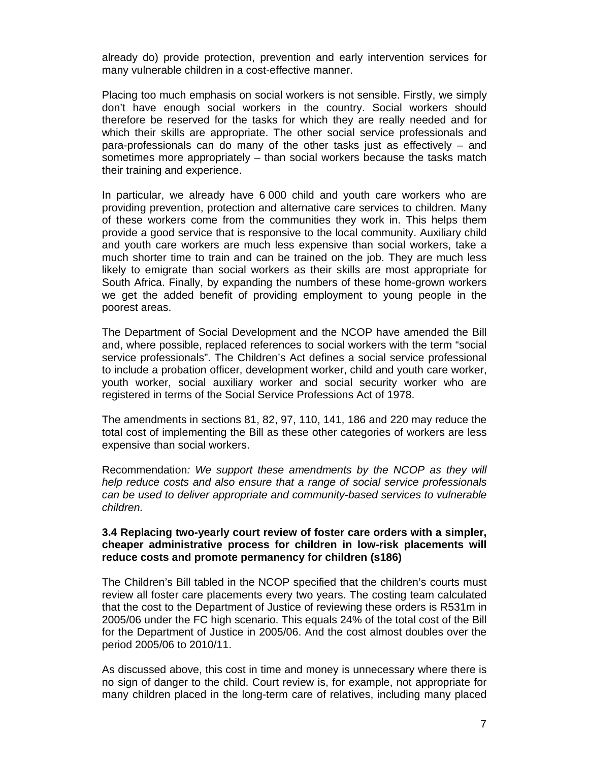already do) provide protection, prevention and early intervention services for many vulnerable children in a cost-effective manner.

Placing too much emphasis on social workers is not sensible. Firstly, we simply don't have enough social workers in the country. Social workers should therefore be reserved for the tasks for which they are really needed and for which their skills are appropriate. The other social service professionals and para-professionals can do many of the other tasks just as effectively – and sometimes more appropriately – than social workers because the tasks match their training and experience.

In particular, we already have 6 000 child and youth care workers who are providing prevention, protection and alternative care services to children. Many of these workers come from the communities they work in. This helps them provide a good service that is responsive to the local community. Auxiliary child and youth care workers are much less expensive than social workers, take a much shorter time to train and can be trained on the job. They are much less likely to emigrate than social workers as their skills are most appropriate for South Africa. Finally, by expanding the numbers of these home-grown workers we get the added benefit of providing employment to young people in the poorest areas.

The Department of Social Development and the NCOP have amended the Bill and, where possible, replaced references to social workers with the term "social service professionals". The Children's Act defines a social service professional to include a probation officer, development worker, child and youth care worker, youth worker, social auxiliary worker and social security worker who are registered in terms of the Social Service Professions Act of 1978.

The amendments in sections 81, 82, 97, 110, 141, 186 and 220 may reduce the total cost of implementing the Bill as these other categories of workers are less expensive than social workers.

Recommendation*: We support these amendments by the NCOP as they will help reduce costs and also ensure that a range of social service professionals can be used to deliver appropriate and community-based services to vulnerable children.*

### 3.4 Replacing two-yearly court review of foster care orders with a simpler, cheaper administrative process for children in low-risk placements will reduce costs and promote permanency for children (s186)

The Children's Bill tabled in the NCOP specified that the children's courts must review all foster care placements every two years. The costing team calculated that the cost to the Department of Justice of reviewing these orders is R531m in 2005/06 under the FC high scenario. This equals 24% of the total cost of the Bill for the Department of Justice in 2005/06. And the cost almost doubles over the period 2005/06 to 2010/11.

As discussed above, this cost in time and money is unnecessary where there is no sign of danger to the child. Court review is, for example, not appropriate for many children placed in the long-term care of relatives, including many placed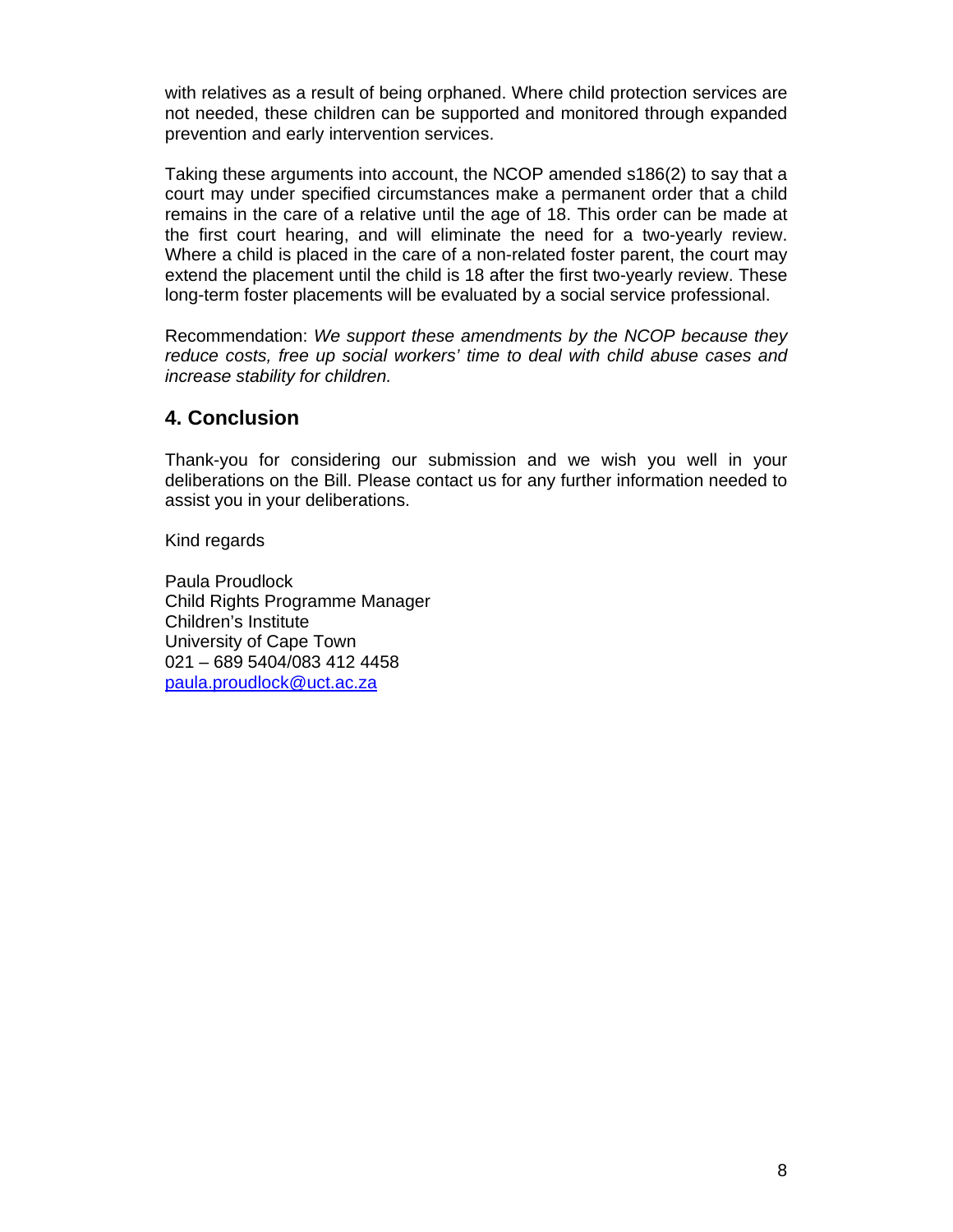with relatives as a result of being orphaned. Where child protection services are not needed, these children can be supported and monitored through expanded prevention and early intervention services.

Taking these arguments into account, the NCOP amended s186(2) to say that a court may under specified circumstances make a permanent order that a child remains in the care of a relative until the age of 18. This order can be made at the first court hearing, and will eliminate the need for a two-yearly review. Where a child is placed in the care of a non-related foster parent, the court may extend the placement until the child is 18 after the first two-yearly review. These long-term foster placements will be evaluated by a social service professional.

Recommendation: *We support these amendments by the NCOP because they reduce costs, free up social workers' time to deal with child abuse cases and increase stability for children.*

## 4. Conclusion

Thank-you for considering our submission and we wish you well in your deliberations on the Bill. Please contact us for any further information needed to assist you in your deliberations.

Kind regards

Paula Proudlock
Child Rights Programme Manager
Children's Institute
University of Cape Town
021 – 689 5404/083 412 4458
paula.proudlock@uct.ac.za